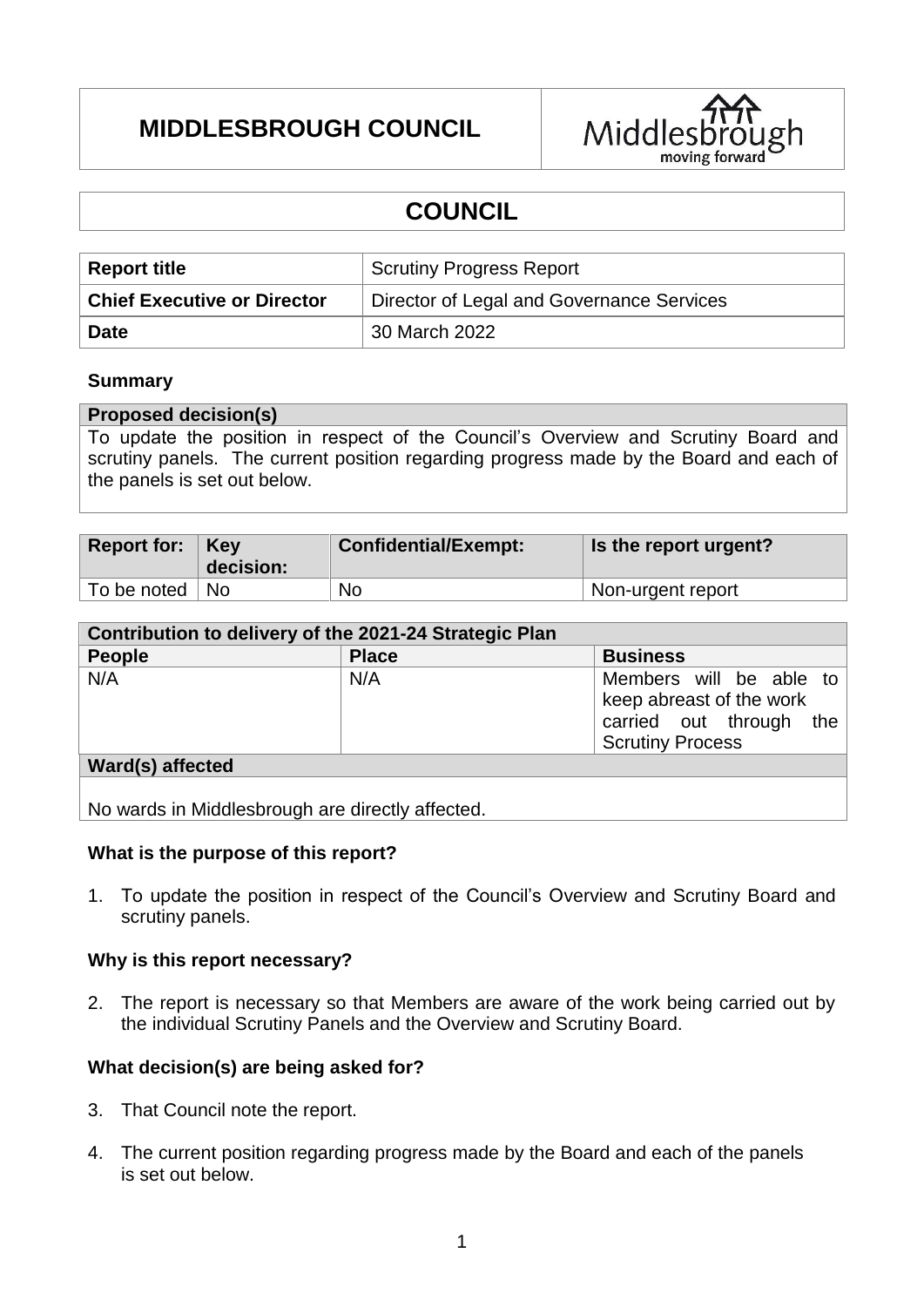# MIDDLESBROUGH COUNCIL

Middlesbrough moving forward

## COUNCIL

| Report title | Scrutiny Progress Report |
|---|---|
| **Chief Executive or Director** | Director of Legal and Governance Services |
| **Date** | 30 March 2022 |

### Summary

| Proposed decision(s) |
|---|
| To update the position in respect of the Council's Overview and Scrutiny Board and scrutiny panels. The current position regarding progress made by the Board and each of the panels is set out below. |

| Report for: | Key decision: | Confidential/Exempt: | Is the report urgent? |
|---|---|---|---|
| To be noted | No | No | Non-urgent report |

| Contribution to delivery of the 2021-24 Strategic Plan | | |
|---|---|---|
| **People** | **Place** | **Business** |
| N/A | N/A | Members will be able to keep abreast of the work carried out through the Scrutiny Process |
| **Ward(s) affected** | | |
| No wards in Middlesbrough are directly affected. | | |

### What is the purpose of this report?

1. To update the position in respect of the Council's Overview and Scrutiny Board and scrutiny panels.

### Why is this report necessary?

2. The report is necessary so that Members are aware of the work being carried out by the individual Scrutiny Panels and the Overview and Scrutiny Board.

### What decision(s) are being asked for?

3. That Council note the report.

4. The current position regarding progress made by the Board and each of the panels is set out below.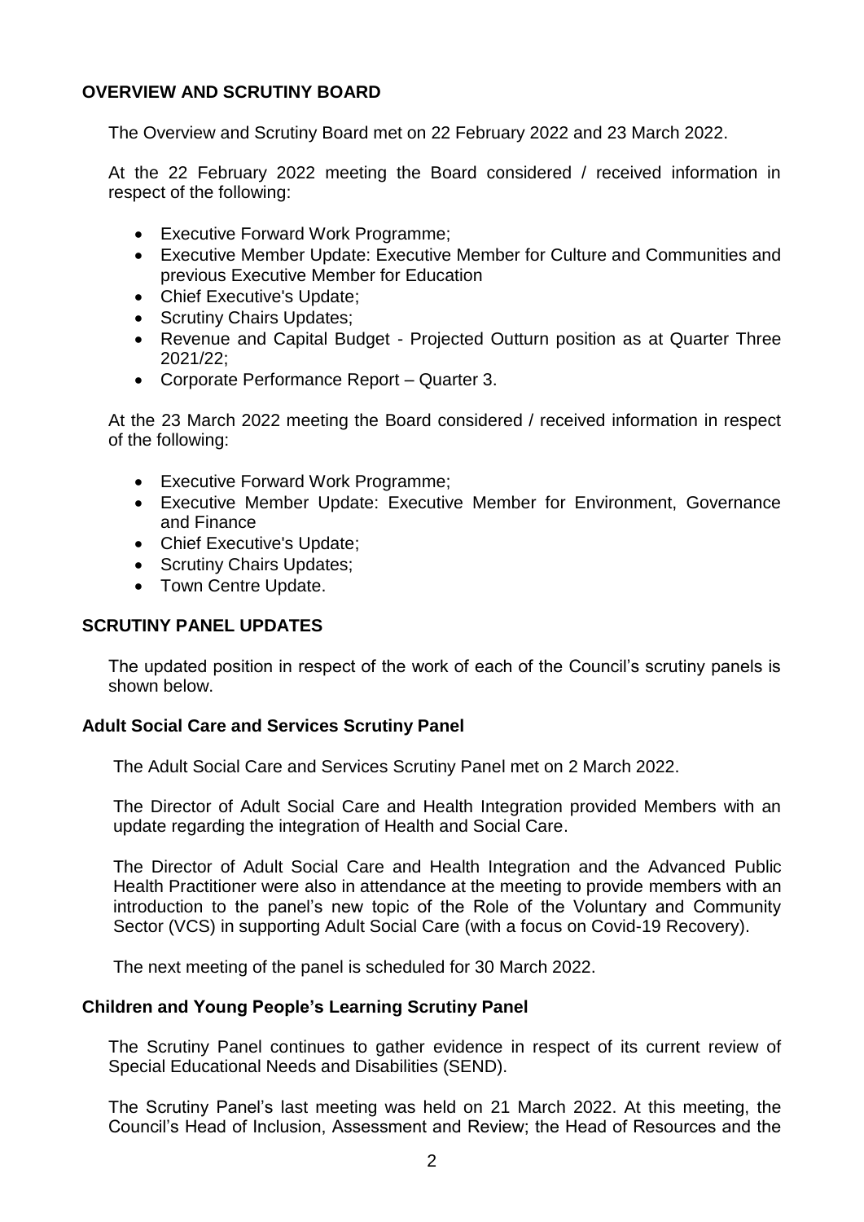## OVERVIEW AND SCRUTINY BOARD

The Overview and Scrutiny Board met on 22 February 2022 and 23 March 2022.

At the 22 February 2022 meeting the Board considered / received information in respect of the following:

- Executive Forward Work Programme;
- Executive Member Update: Executive Member for Culture and Communities and previous Executive Member for Education
- Chief Executive's Update;
- Scrutiny Chairs Updates;
- Revenue and Capital Budget - Projected Outturn position as at Quarter Three 2021/22;
- Corporate Performance Report – Quarter 3.

At the 23 March 2022 meeting the Board considered / received information in respect of the following:

- Executive Forward Work Programme;
- Executive Member Update: Executive Member for Environment, Governance and Finance
- Chief Executive's Update;
- Scrutiny Chairs Updates;
- Town Centre Update.

## SCRUTINY PANEL UPDATES

The updated position in respect of the work of each of the Council's scrutiny panels is shown below.

### Adult Social Care and Services Scrutiny Panel

The Adult Social Care and Services Scrutiny Panel met on 2 March 2022.

The Director of Adult Social Care and Health Integration provided Members with an update regarding the integration of Health and Social Care.

The Director of Adult Social Care and Health Integration and the Advanced Public Health Practitioner were also in attendance at the meeting to provide members with an introduction to the panel's new topic of the Role of the Voluntary and Community Sector (VCS) in supporting Adult Social Care (with a focus on Covid-19 Recovery).

The next meeting of the panel is scheduled for 30 March 2022.

### Children and Young People's Learning Scrutiny Panel

The Scrutiny Panel continues to gather evidence in respect of its current review of Special Educational Needs and Disabilities (SEND).

The Scrutiny Panel's last meeting was held on 21 March 2022. At this meeting, the Council's Head of Inclusion, Assessment and Review; the Head of Resources and the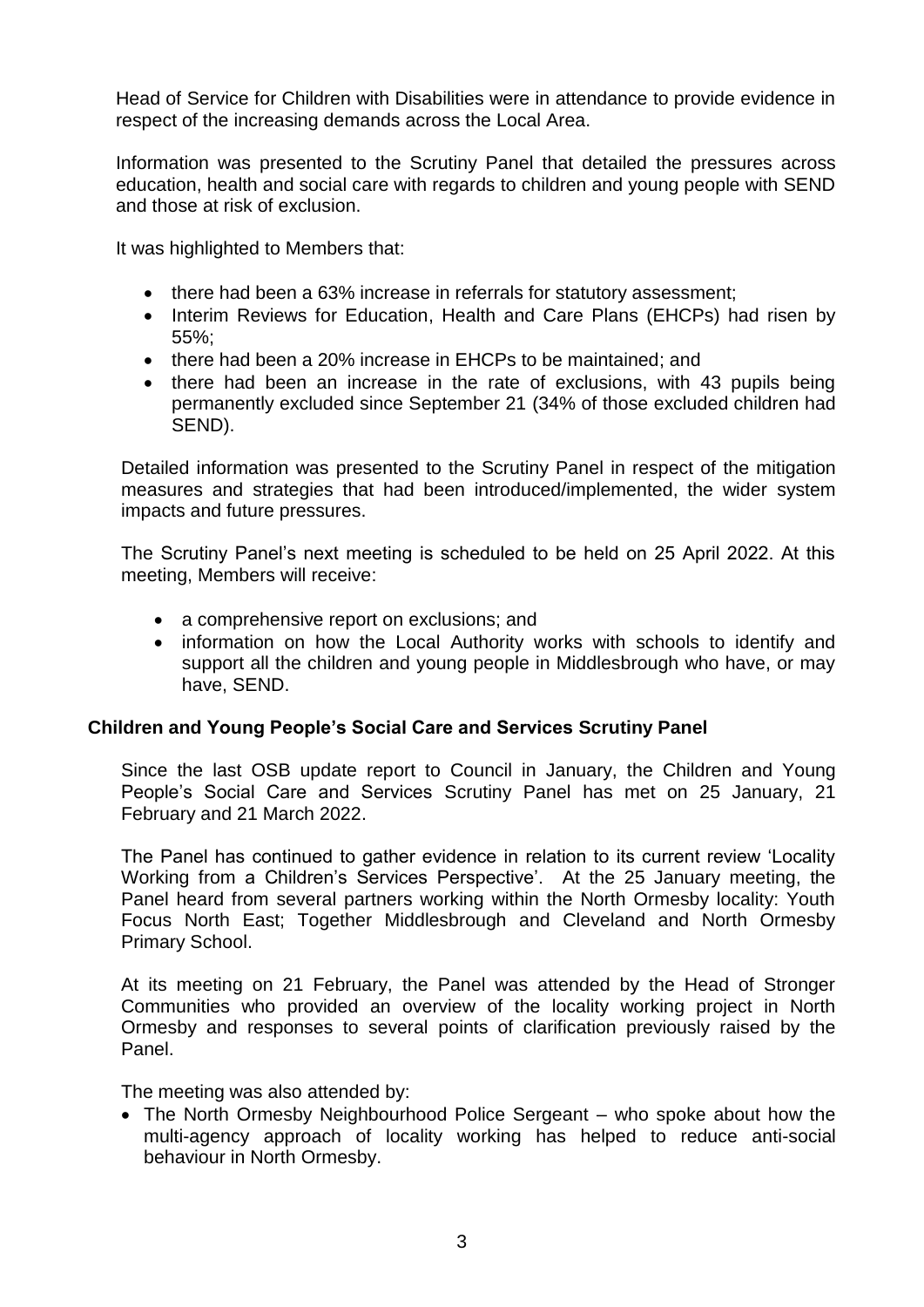Head of Service for Children with Disabilities were in attendance to provide evidence in respect of the increasing demands across the Local Area.

Information was presented to the Scrutiny Panel that detailed the pressures across education, health and social care with regards to children and young people with SEND and those at risk of exclusion.

It was highlighted to Members that:

- there had been a 63% increase in referrals for statutory assessment;
- Interim Reviews for Education, Health and Care Plans (EHCPs) had risen by 55%;
- there had been a 20% increase in EHCPs to be maintained; and
- there had been an increase in the rate of exclusions, with 43 pupils being permanently excluded since September 21 (34% of those excluded children had SEND).

Detailed information was presented to the Scrutiny Panel in respect of the mitigation measures and strategies that had been introduced/implemented, the wider system impacts and future pressures.

The Scrutiny Panel's next meeting is scheduled to be held on 25 April 2022. At this meeting, Members will receive:

- a comprehensive report on exclusions; and
- information on how the Local Authority works with schools to identify and support all the children and young people in Middlesbrough who have, or may have, SEND.

**Children and Young People's Social Care and Services Scrutiny Panel**

Since the last OSB update report to Council in January, the Children and Young People's Social Care and Services Scrutiny Panel has met on 25 January, 21 February and 21 March 2022.

The Panel has continued to gather evidence in relation to its current review 'Locality Working from a Children's Services Perspective'. At the 25 January meeting, the Panel heard from several partners working within the North Ormesby locality: Youth Focus North East; Together Middlesbrough and Cleveland and North Ormesby Primary School.

At its meeting on 21 February, the Panel was attended by the Head of Stronger Communities who provided an overview of the locality working project in North Ormesby and responses to several points of clarification previously raised by the Panel.

The meeting was also attended by:

- The North Ormesby Neighbourhood Police Sergeant – who spoke about how the multi-agency approach of locality working has helped to reduce anti-social behaviour in North Ormesby.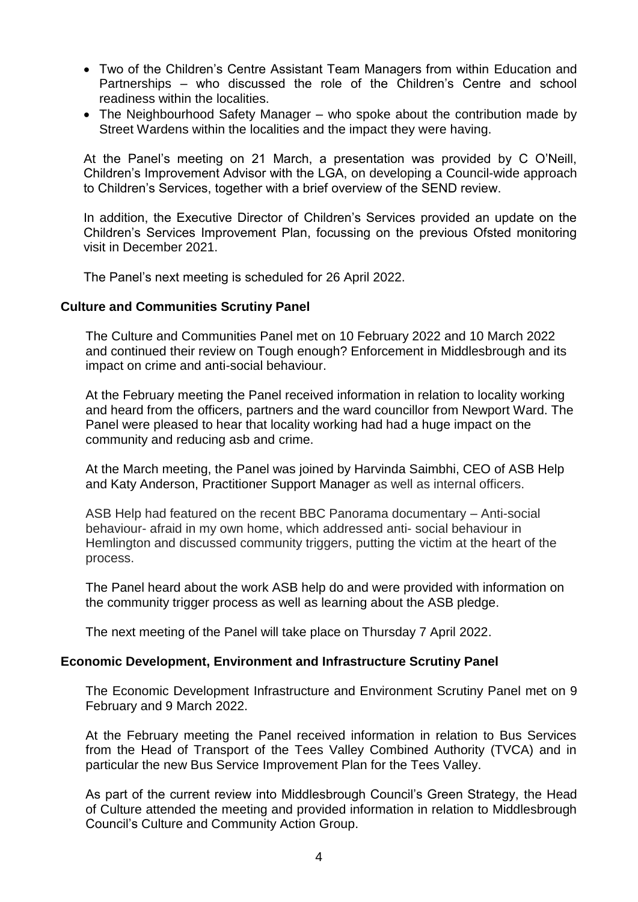- Two of the Children's Centre Assistant Team Managers from within Education and Partnerships – who discussed the role of the Children's Centre and school readiness within the localities.
- The Neighbourhood Safety Manager – who spoke about the contribution made by Street Wardens within the localities and the impact they were having.

At the Panel's meeting on 21 March, a presentation was provided by C O'Neill, Children's Improvement Advisor with the LGA, on developing a Council-wide approach to Children's Services, together with a brief overview of the SEND review.

In addition, the Executive Director of Children's Services provided an update on the Children's Services Improvement Plan, focussing on the previous Ofsted monitoring visit in December 2021.

The Panel's next meeting is scheduled for 26 April 2022.

**Culture and Communities Scrutiny Panel**

The Culture and Communities Panel met on 10 February 2022 and 10 March 2022 and continued their review on Tough enough? Enforcement in Middlesbrough and its impact on crime and anti-social behaviour.

At the February meeting the Panel received information in relation to locality working and heard from the officers, partners and the ward councillor from Newport Ward. The Panel were pleased to hear that locality working had had a huge impact on the community and reducing asb and crime.

At the March meeting, the Panel was joined by Harvinda Saimbhi, CEO of ASB Help and Katy Anderson, Practitioner Support Manager as well as internal officers.

ASB Help had featured on the recent BBC Panorama documentary – Anti-social behaviour- afraid in my own home, which addressed anti- social behaviour in Hemlington and discussed community triggers, putting the victim at the heart of the process.

The Panel heard about the work ASB help do and were provided with information on the community trigger process as well as learning about the ASB pledge.

The next meeting of the Panel will take place on Thursday 7 April 2022.

**Economic Development, Environment and Infrastructure Scrutiny Panel**

The Economic Development Infrastructure and Environment Scrutiny Panel met on 9 February and 9 March 2022.

At the February meeting the Panel received information in relation to Bus Services from the Head of Transport of the Tees Valley Combined Authority (TVCA) and in particular the new Bus Service Improvement Plan for the Tees Valley.

As part of the current review into Middlesbrough Council's Green Strategy, the Head of Culture attended the meeting and provided information in relation to Middlesbrough Council's Culture and Community Action Group.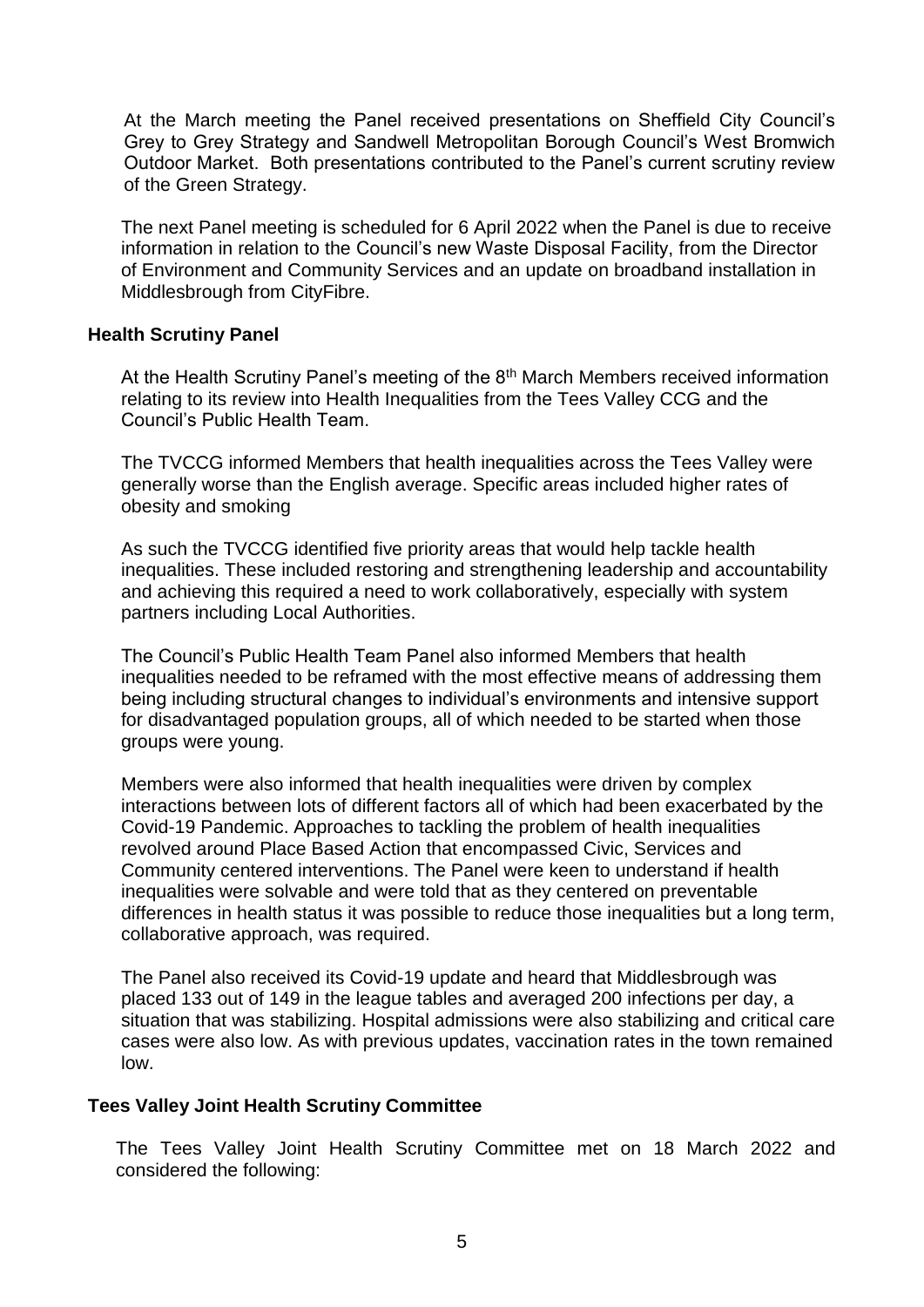At the March meeting the Panel received presentations on Sheffield City Council's Grey to Grey Strategy and Sandwell Metropolitan Borough Council's West Bromwich Outdoor Market. Both presentations contributed to the Panel's current scrutiny review of the Green Strategy.

The next Panel meeting is scheduled for 6 April 2022 when the Panel is due to receive information in relation to the Council's new Waste Disposal Facility, from the Director of Environment and Community Services and an update on broadband installation in Middlesbrough from CityFibre.

**Health Scrutiny Panel**

At the Health Scrutiny Panel's meeting of the 8th March Members received information relating to its review into Health Inequalities from the Tees Valley CCG and the Council's Public Health Team.

The TVCCG informed Members that health inequalities across the Tees Valley were generally worse than the English average. Specific areas included higher rates of obesity and smoking

As such the TVCCG identified five priority areas that would help tackle health inequalities. These included restoring and strengthening leadership and accountability and achieving this required a need to work collaboratively, especially with system partners including Local Authorities.

The Council's Public Health Team Panel also informed Members that health inequalities needed to be reframed with the most effective means of addressing them being including structural changes to individual's environments and intensive support for disadvantaged population groups, all of which needed to be started when those groups were young.

Members were also informed that health inequalities were driven by complex interactions between lots of different factors all of which had been exacerbated by the Covid-19 Pandemic. Approaches to tackling the problem of health inequalities revolved around Place Based Action that encompassed Civic, Services and Community centered interventions. The Panel were keen to understand if health inequalities were solvable and were told that as they centered on preventable differences in health status it was possible to reduce those inequalities but a long term, collaborative approach, was required.

The Panel also received its Covid-19 update and heard that Middlesbrough was placed 133 out of 149 in the league tables and averaged 200 infections per day, a situation that was stabilizing. Hospital admissions were also stabilizing and critical care cases were also low. As with previous updates, vaccination rates in the town remained low.

**Tees Valley Joint Health Scrutiny Committee**

The Tees Valley Joint Health Scrutiny Committee met on 18 March 2022 and considered the following: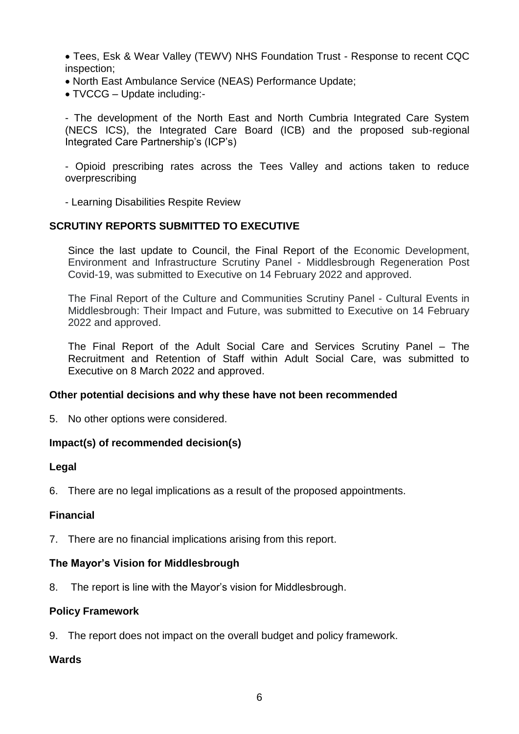- Tees, Esk & Wear Valley (TEWV) NHS Foundation Trust - Response to recent CQC inspection;
- North East Ambulance Service (NEAS) Performance Update;
- TVCCG – Update including:-

  - The development of the North East and North Cumbria Integrated Care System (NECS ICS), the Integrated Care Board (ICB) and the proposed sub-regional Integrated Care Partnership's (ICP's)

  - Opioid prescribing rates across the Tees Valley and actions taken to reduce overprescribing

  - Learning Disabilities Respite Review

## SCRUTINY REPORTS SUBMITTED TO EXECUTIVE

Since the last update to Council, the Final Report of the Economic Development, Environment and Infrastructure Scrutiny Panel - Middlesbrough Regeneration Post Covid-19, was submitted to Executive on 14 February 2022 and approved.

The Final Report of the Culture and Communities Scrutiny Panel - Cultural Events in Middlesbrough: Their Impact and Future, was submitted to Executive on 14 February 2022 and approved.

The Final Report of the Adult Social Care and Services Scrutiny Panel – The Recruitment and Retention of Staff within Adult Social Care, was submitted to Executive on 8 March 2022 and approved.

### Other potential decisions and why these have not been recommended

5. No other options were considered.

### Impact(s) of recommended decision(s)

#### Legal

6. There are no legal implications as a result of the proposed appointments.

#### Financial

7. There are no financial implications arising from this report.

#### The Mayor's Vision for Middlesbrough

8. The report is line with the Mayor's vision for Middlesbrough.

#### Policy Framework

9. The report does not impact on the overall budget and policy framework.

#### Wards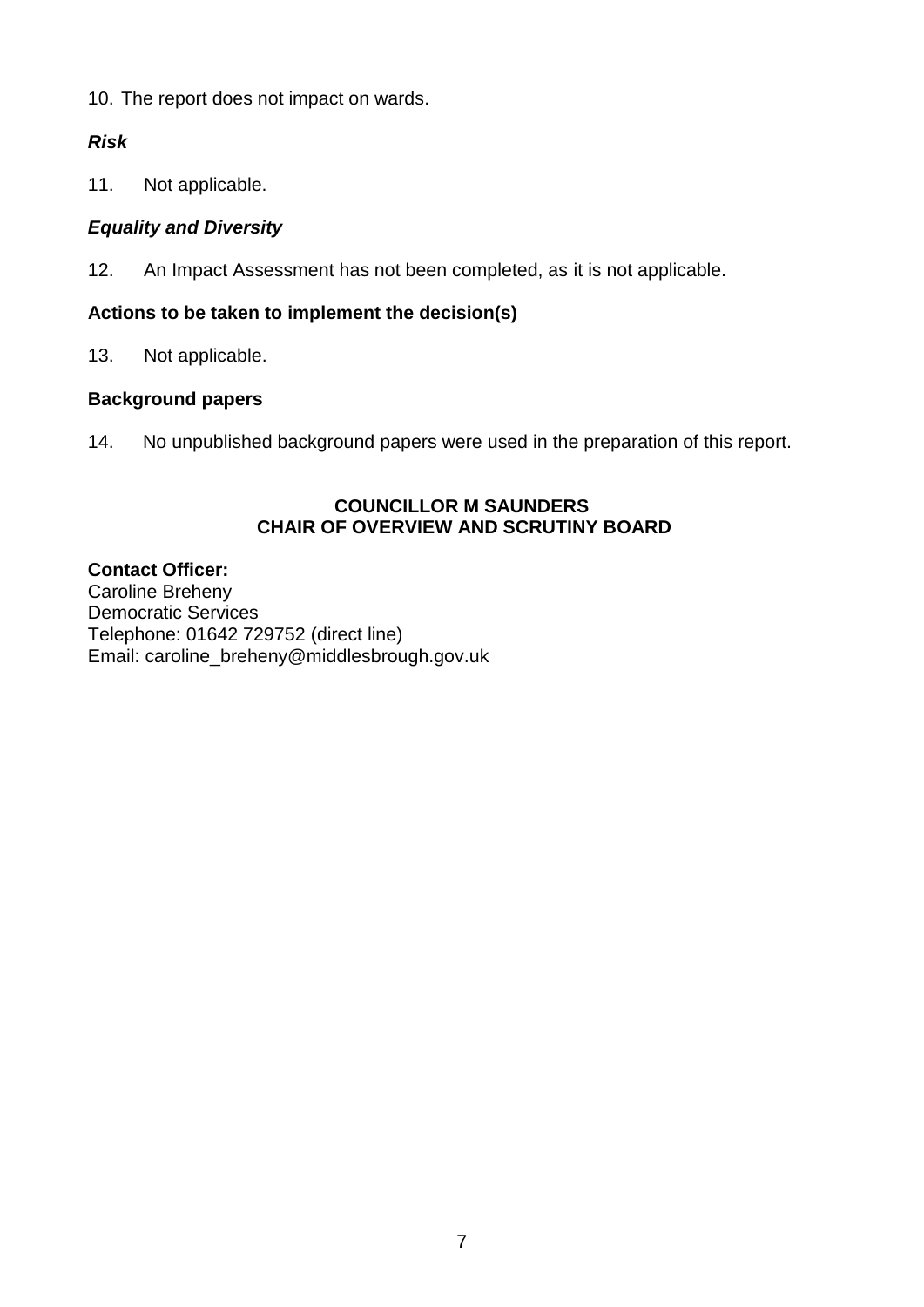10. The report does not impact on wards.

***Risk***

11. Not applicable.

***Equality and Diversity***

12. An Impact Assessment has not been completed, as it is not applicable.

**Actions to be taken to implement the decision(s)**

13. Not applicable.

**Background papers**

14. No unpublished background papers were used in the preparation of this report.

**COUNCILLOR M SAUNDERS**
**CHAIR OF OVERVIEW AND SCRUTINY BOARD**

**Contact Officer:**
Caroline Breheny
Democratic Services
Telephone: 01642 729752 (direct line)
Email: caroline_breheny@middlesbrough.gov.uk